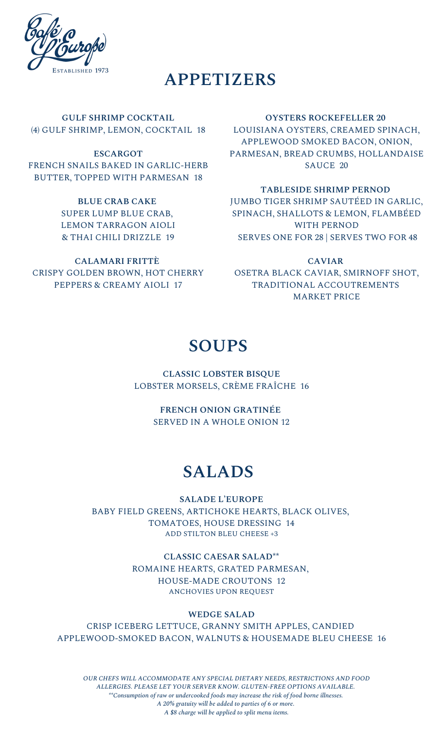Café L'Europe

Established 1973

# APPETIZERS

**GULF SHRIMP COCKTAIL**
(4) GULF SHRIMP, LEMON, COCKTAIL 18

**ESCARGOT**
FRENCH SNAILS BAKED IN GARLIC-HERB BUTTER, TOPPED WITH PARMESAN 18

**BLUE CRAB CAKE**
SUPER LUMP BLUE CRAB, LEMON TARRAGON AIOLI & THAI CHILI DRIZZLE 19

**CALAMARI FRITTÈ**
CRISPY GOLDEN BROWN, HOT CHERRY PEPPERS & CREAMY AIOLI 17

**OYSTERS ROCKEFELLER 20**
LOUISIANA OYSTERS, CREAMED SPINACH, APPLEWOOD SMOKED BACON, ONION, PARMESAN, BREAD CRUMBS, HOLLANDAISE SAUCE 20

**TABLESIDE SHRIMP PERNOD**
JUMBO TIGER SHRIMP SAUTÉED IN GARLIC, SPINACH, SHALLOTS & LEMON, FLAMBÉED WITH PERNOD
SERVES ONE FOR 28 | SERVES TWO FOR 48

**CAVIAR**
OSETRA BLACK CAVIAR, SMIRNOFF SHOT, TRADITIONAL ACCOUTREMENTS
MARKET PRICE

# SOUPS

**CLASSIC LOBSTER BISQUE**
LOBSTER MORSELS, CRÈME FRAÎCHE 16

**FRENCH ONION GRATINÉE**
SERVED IN A WHOLE ONION 12

# SALADS

**SALADE L'EUROPE**
BABY FIELD GREENS, ARTICHOKE HEARTS, BLACK OLIVES, TOMATOES, HOUSE DRESSING 14
ADD STILTON BLEU CHEESE +3

**CLASSIC CAESAR SALAD****
ROMAINE HEARTS, GRATED PARMESAN, HOUSE-MADE CROUTONS 12
ANCHOVIES UPON REQUEST

**WEDGE SALAD**
CRISP ICEBERG LETTUCE, GRANNY SMITH APPLES, CANDIED APPLEWOOD-SMOKED BACON, WALNUTS & HOUSEMADE BLEU CHEESE 16

*OUR CHEFS WILL ACCOMMODATE ANY SPECIAL DIETARY NEEDS, RESTRICTIONS AND FOOD ALLERGIES. PLEASE LET YOUR SERVER KNOW. GLUTEN-FREE OPTIONS AVAILABLE.*
*\*\*Consumption of raw or undercooked foods may increase the risk of food borne illnesses.*
*A 20% gratuity will be added to parties of 6 or more.*
*A $8 charge will be applied to split menu items.*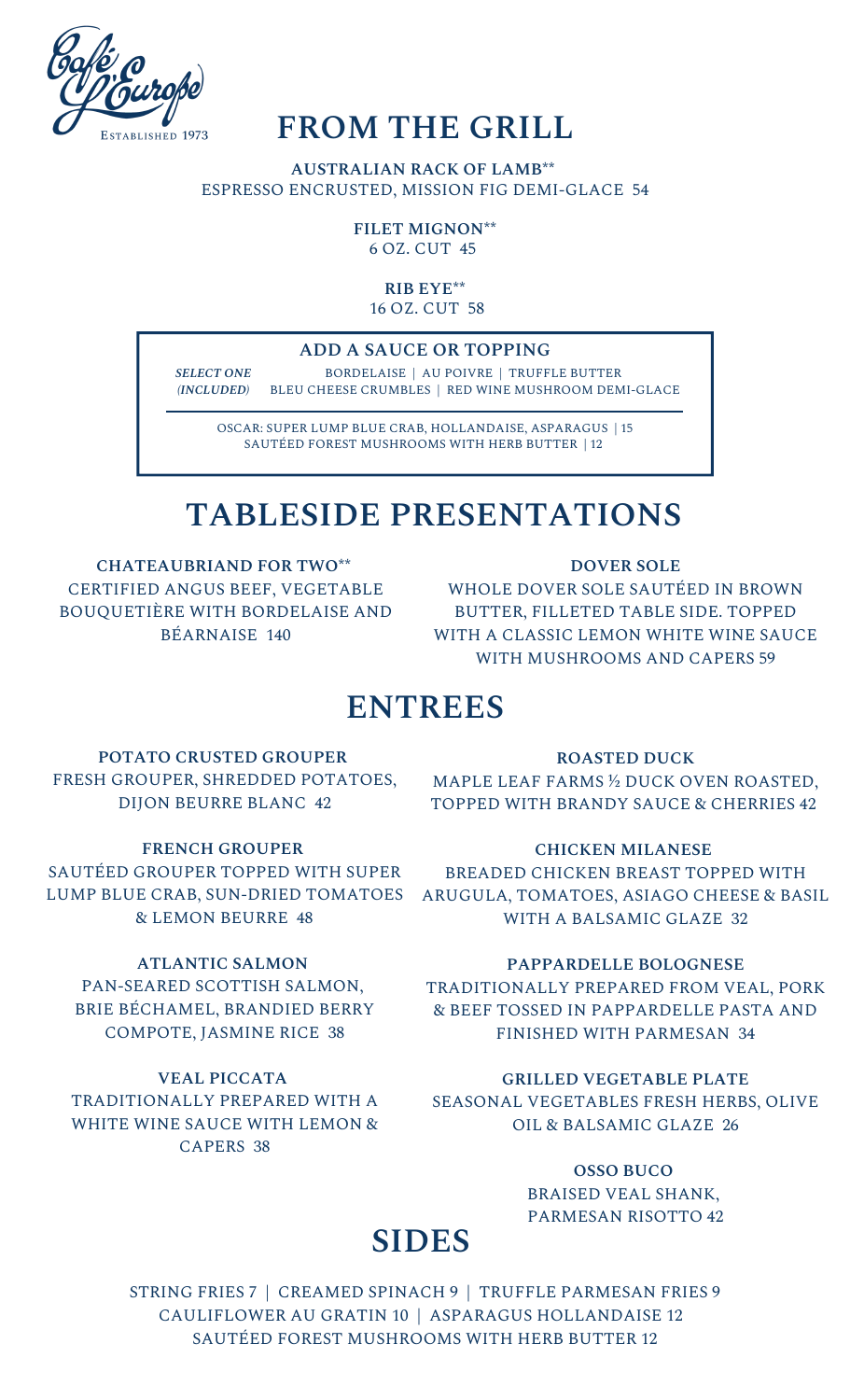Café L'Europe
Established 1973

# FROM THE GRILL

**AUSTRALIAN RACK OF LAMB****
ESPRESSO ENCRUSTED, MISSION FIG DEMI-GLACE 54

**FILET MIGNON****
6 OZ. CUT 45

**RIB EYE****
16 OZ. CUT 58

### ADD A SAUCE OR TOPPING

*SELECT ONE (INCLUDED)*
BORDELAISE | AU POIVRE | TRUFFLE BUTTER
BLEU CHEESE CRUMBLES | RED WINE MUSHROOM DEMI-GLACE

OSCAR: SUPER LUMP BLUE CRAB, HOLLANDAISE, ASPARAGUS | 15
SAUTÉED FOREST MUSHROOMS WITH HERB BUTTER | 12

# TABLESIDE PRESENTATIONS

**CHATEAUBRIAND FOR TWO****
CERTIFIED ANGUS BEEF, VEGETABLE BOUQUETIÈRE WITH BORDELAISE AND BÉARNAISE 140

**DOVER SOLE**
WHOLE DOVER SOLE SAUTÉED IN BROWN BUTTER, FILLETED TABLE SIDE. TOPPED WITH A CLASSIC LEMON WHITE WINE SAUCE WITH MUSHROOMS AND CAPERS 59

# ENTREES

**POTATO CRUSTED GROUPER**
FRESH GROUPER, SHREDDED POTATOES, DIJON BEURRE BLANC 42

**FRENCH GROUPER**
SAUTÉED GROUPER TOPPED WITH SUPER LUMP BLUE CRAB, SUN-DRIED TOMATOES & LEMON BEURRE 48

**ATLANTIC SALMON**
PAN-SEARED SCOTTISH SALMON, BRIE BÉCHAMEL, BRANDIED BERRY COMPOTE, JASMINE RICE 38

**VEAL PICCATA**
TRADITIONALLY PREPARED WITH A WHITE WINE SAUCE WITH LEMON & CAPERS 38

**ROASTED DUCK**
MAPLE LEAF FARMS ½ DUCK OVEN ROASTED, TOPPED WITH BRANDY SAUCE & CHERRIES 42

**CHICKEN MILANESE**
BREADED CHICKEN BREAST TOPPED WITH ARUGULA, TOMATOES, ASIAGO CHEESE & BASIL WITH A BALSAMIC GLAZE 32

**PAPPARDELLE BOLOGNESE**
TRADITIONALLY PREPARED FROM VEAL, PORK & BEEF TOSSED IN PAPPARDELLE PASTA AND FINISHED WITH PARMESAN 34

**GRILLED VEGETABLE PLATE**
SEASONAL VEGETABLES FRESH HERBS, OLIVE OIL & BALSAMIC GLAZE 26

**OSSO BUCO**
BRAISED VEAL SHANK, PARMESAN RISOTTO 42

# SIDES

STRING FRIES 7 | CREAMED SPINACH 9 | TRUFFLE PARMESAN FRIES 9
CAULIFLOWER AU GRATIN 10 | ASPARAGUS HOLLANDAISE 12
SAUTÉED FOREST MUSHROOMS WITH HERB BUTTER 12